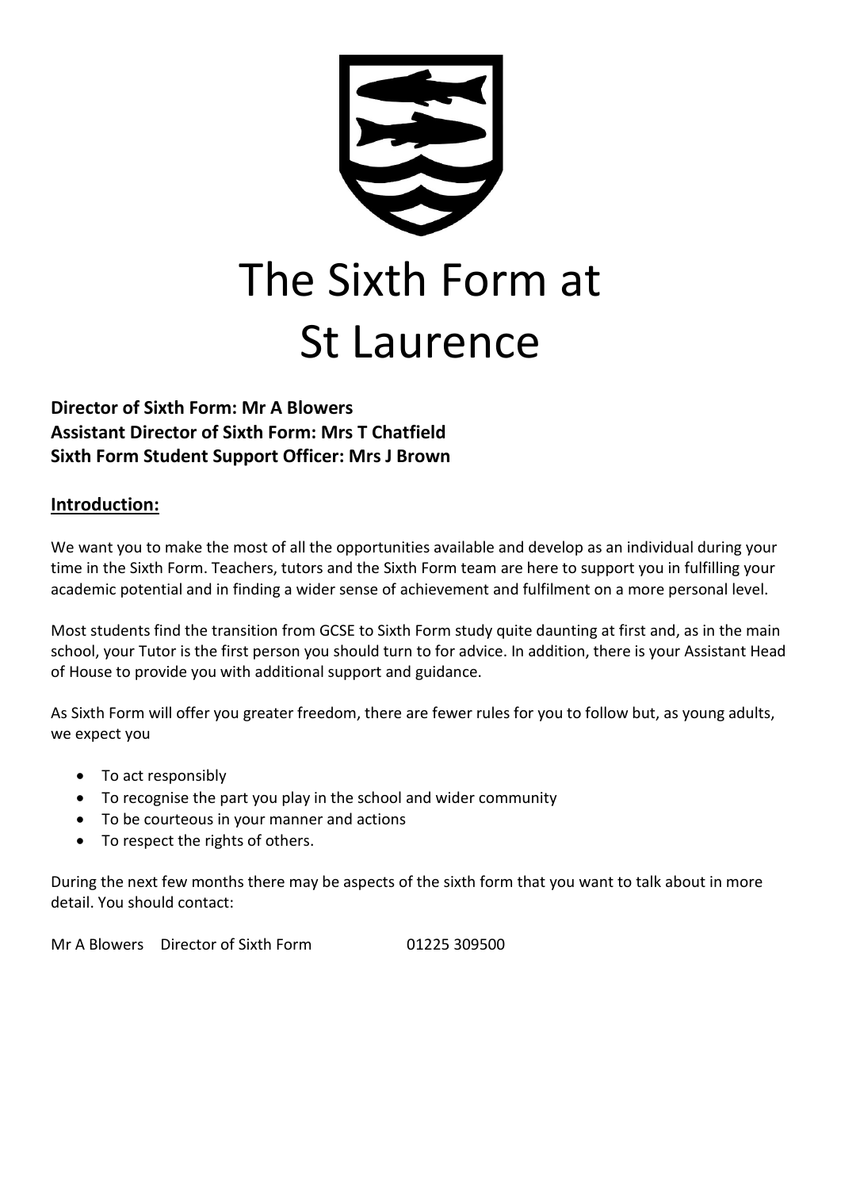# The Sixth Form at St Laurence

**Director of Sixth Form: Mr A Blowers**
**Assistant Director of Sixth Form: Mrs T Chatfield**
**Sixth Form Student Support Officer: Mrs J Brown**

## Introduction:

We want you to make the most of all the opportunities available and develop as an individual during your time in the Sixth Form. Teachers, tutors and the Sixth Form team are here to support you in fulfilling your academic potential and in finding a wider sense of achievement and fulfilment on a more personal level.

Most students find the transition from GCSE to Sixth Form study quite daunting at first and, as in the main school, your Tutor is the first person you should turn to for advice. In addition, there is your Assistant Head of House to provide you with additional support and guidance.

As Sixth Form will offer you greater freedom, there are fewer rules for you to follow but, as young adults, we expect you

- To act responsibly
- To recognise the part you play in the school and wider community
- To be courteous in your manner and actions
- To respect the rights of others.

During the next few months there may be aspects of the sixth form that you want to talk about in more detail. You should contact:

Mr A Blowers Director of Sixth Form 01225 309500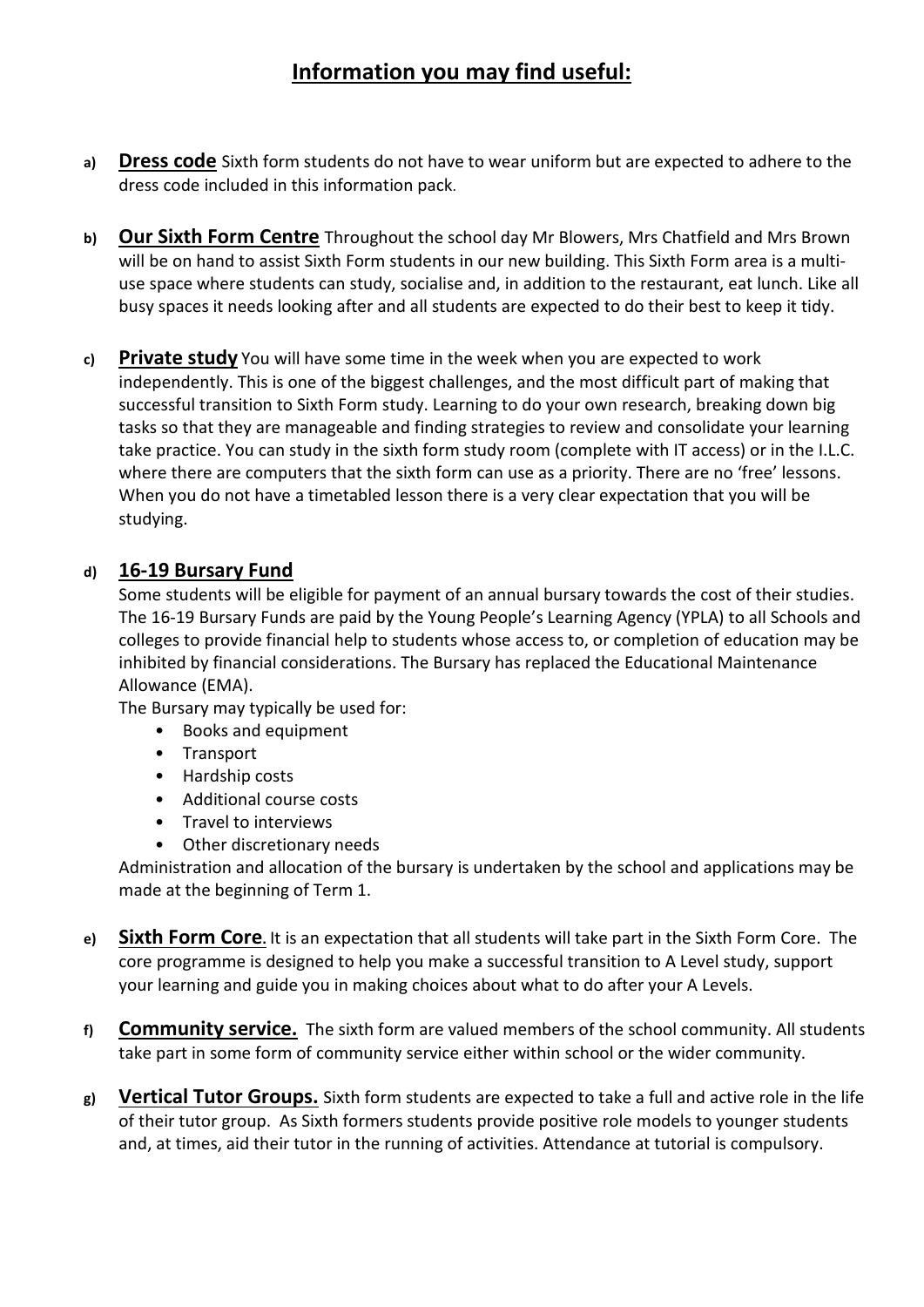## Information you may find useful:

a) **Dress code** Sixth form students do not have to wear uniform but are expected to adhere to the dress code included in this information pack.

b) **Our Sixth Form Centre** Throughout the school day Mr Blowers, Mrs Chatfield and Mrs Brown will be on hand to assist Sixth Form students in our new building. This Sixth Form area is a multi-use space where students can study, socialise and, in addition to the restaurant, eat lunch. Like all busy spaces it needs looking after and all students are expected to do their best to keep it tidy.

c) **Private study** You will have some time in the week when you are expected to work independently. This is one of the biggest challenges, and the most difficult part of making that successful transition to Sixth Form study. Learning to do your own research, breaking down big tasks so that they are manageable and finding strategies to review and consolidate your learning take practice. You can study in the sixth form study room (complete with IT access) or in the I.L.C. where there are computers that the sixth form can use as a priority. There are no 'free' lessons. When you do not have a timetabled lesson there is a very clear expectation that you will be studying.

d) **16-19 Bursary Fund**
Some students will be eligible for payment of an annual bursary towards the cost of their studies. The 16-19 Bursary Funds are paid by the Young People's Learning Agency (YPLA) to all Schools and colleges to provide financial help to students whose access to, or completion of education may be inhibited by financial considerations. The Bursary has replaced the Educational Maintenance Allowance (EMA).
The Bursary may typically be used for:

- Books and equipment
- Transport
- Hardship costs
- Additional course costs
- Travel to interviews
- Other discretionary needs

Administration and allocation of the bursary is undertaken by the school and applications may be made at the beginning of Term 1.

e) **Sixth Form Core**. It is an expectation that all students will take part in the Sixth Form Core. The core programme is designed to help you make a successful transition to A Level study, support your learning and guide you in making choices about what to do after your A Levels.

f) **Community service.** The sixth form are valued members of the school community. All students take part in some form of community service either within school or the wider community.

g) **Vertical Tutor Groups.** Sixth form students are expected to take a full and active role in the life of their tutor group. As Sixth formers students provide positive role models to younger students and, at times, aid their tutor in the running of activities. Attendance at tutorial is compulsory.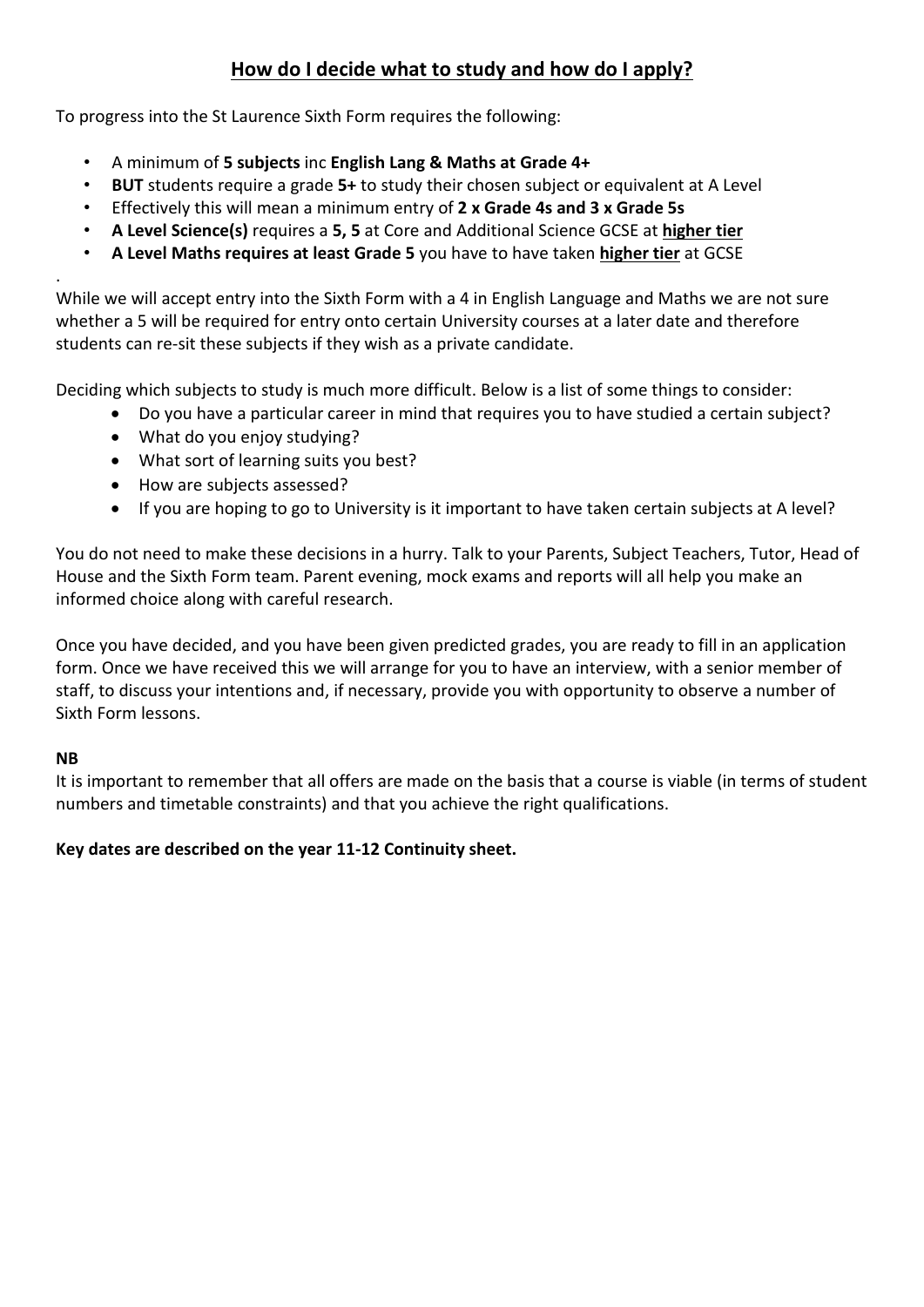## How do I decide what to study and how do I apply?

To progress into the St Laurence Sixth Form requires the following:

- A minimum of **5 subjects** inc **English Lang & Maths at Grade 4+**
- **BUT** students require a grade **5+** to study their chosen subject or equivalent at A Level
- Effectively this will mean a minimum entry of **2 x Grade 4s and 3 x Grade 5s**
- **A Level Science(s)** requires a **5, 5** at Core and Additional Science GCSE at **higher tier**
- **A Level Maths requires at least Grade 5** you have to have taken **higher tier** at GCSE

.
While we will accept entry into the Sixth Form with a 4 in English Language and Maths we are not sure whether a 5 will be required for entry onto certain University courses at a later date and therefore students can re-sit these subjects if they wish as a private candidate.

Deciding which subjects to study is much more difficult. Below is a list of some things to consider:

- Do you have a particular career in mind that requires you to have studied a certain subject?
- What do you enjoy studying?
- What sort of learning suits you best?
- How are subjects assessed?
- If you are hoping to go to University is it important to have taken certain subjects at A level?

You do not need to make these decisions in a hurry. Talk to your Parents, Subject Teachers, Tutor, Head of House and the Sixth Form team. Parent evening, mock exams and reports will all help you make an informed choice along with careful research.

Once you have decided, and you have been given predicted grades, you are ready to fill in an application form. Once we have received this we will arrange for you to have an interview, with a senior member of staff, to discuss your intentions and, if necessary, provide you with opportunity to observe a number of Sixth Form lessons.

**NB**

It is important to remember that all offers are made on the basis that a course is viable (in terms of student numbers and timetable constraints) and that you achieve the right qualifications.

**Key dates are described on the year 11-12 Continuity sheet.**